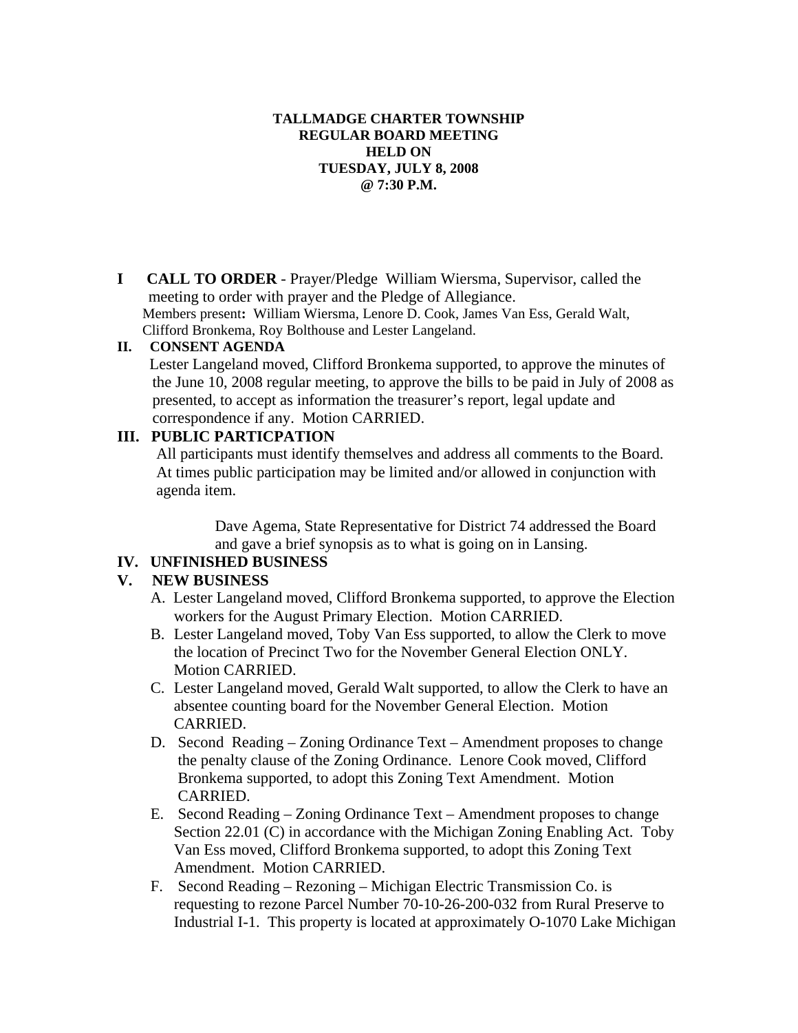**TALLMADGE CHARTER TOWNSHIP**
**REGULAR BOARD MEETING**
**HELD ON**
**TUESDAY, JULY 8, 2008**
**@ 7:30 P.M.**

**I CALL TO ORDER** - Prayer/Pledge William Wiersma, Supervisor, called the meeting to order with prayer and the Pledge of Allegiance.

Members present**:** William Wiersma, Lenore D. Cook, James Van Ess, Gerald Walt, Clifford Bronkema, Roy Bolthouse and Lester Langeland.

**II. CONSENT AGENDA**

Lester Langeland moved, Clifford Bronkema supported, to approve the minutes of the June 10, 2008 regular meeting, to approve the bills to be paid in July of 2008 as presented, to accept as information the treasurer's report, legal update and correspondence if any. Motion CARRIED.

**III. PUBLIC PARTICPATION**

All participants must identify themselves and address all comments to the Board. At times public participation may be limited and/or allowed in conjunction with agenda item.

Dave Agema, State Representative for District 74 addressed the Board and gave a brief synopsis as to what is going on in Lansing.

**IV. UNFINISHED BUSINESS**

**V. NEW BUSINESS**

A. Lester Langeland moved, Clifford Bronkema supported, to approve the Election workers for the August Primary Election. Motion CARRIED.

B. Lester Langeland moved, Toby Van Ess supported, to allow the Clerk to move the location of Precinct Two for the November General Election ONLY. Motion CARRIED.

C. Lester Langeland moved, Gerald Walt supported, to allow the Clerk to have an absentee counting board for the November General Election. Motion CARRIED.

D. Second Reading – Zoning Ordinance Text – Amendment proposes to change the penalty clause of the Zoning Ordinance. Lenore Cook moved, Clifford Bronkema supported, to adopt this Zoning Text Amendment. Motion CARRIED.

E. Second Reading – Zoning Ordinance Text – Amendment proposes to change Section 22.01 (C) in accordance with the Michigan Zoning Enabling Act. Toby Van Ess moved, Clifford Bronkema supported, to adopt this Zoning Text Amendment. Motion CARRIED.

F. Second Reading – Rezoning – Michigan Electric Transmission Co. is requesting to rezone Parcel Number 70-10-26-200-032 from Rural Preserve to Industrial I-1. This property is located at approximately O-1070 Lake Michigan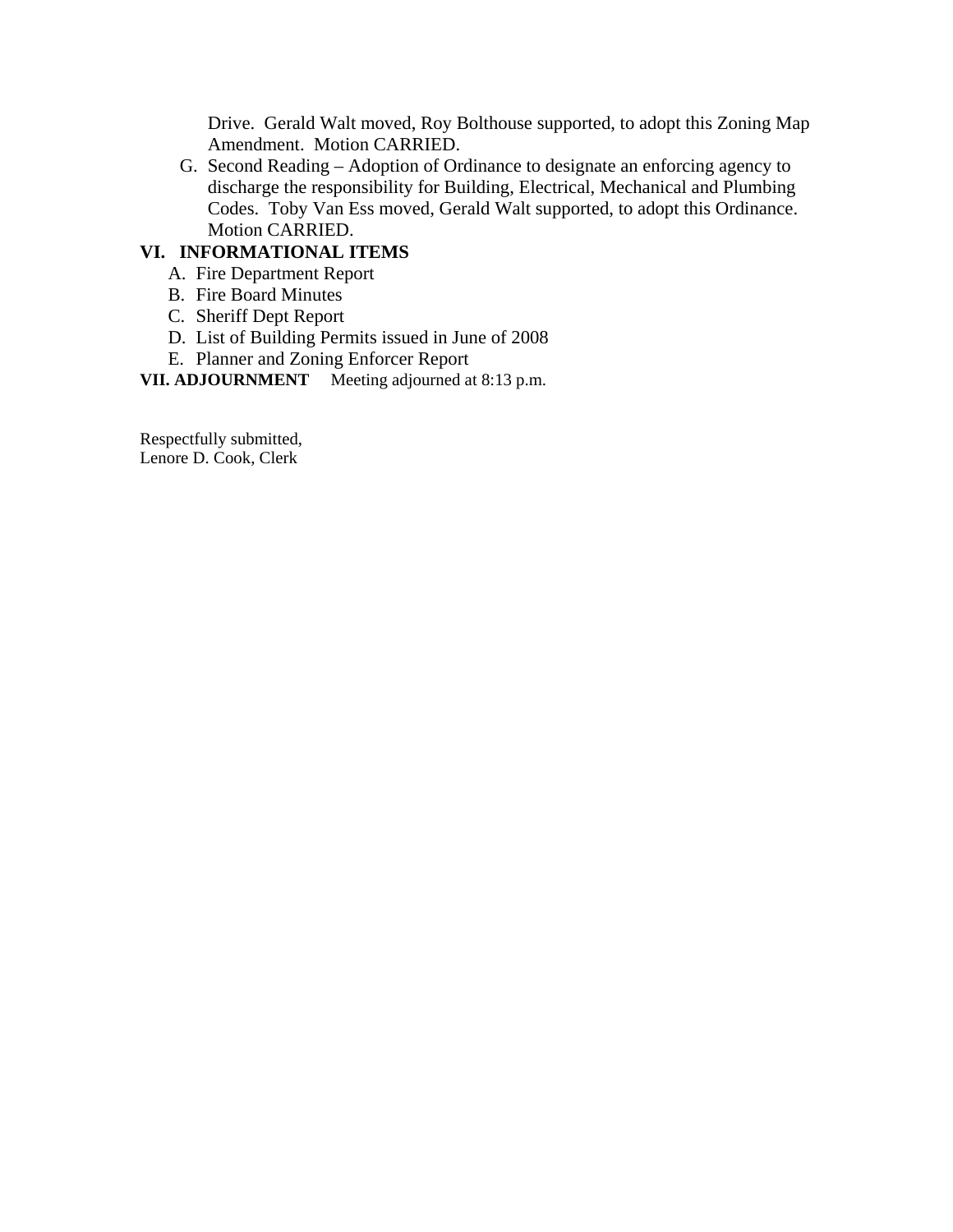Drive. Gerald Walt moved, Roy Bolthouse supported, to adopt this Zoning Map Amendment. Motion CARRIED.

G. Second Reading – Adoption of Ordinance to designate an enforcing agency to discharge the responsibility for Building, Electrical, Mechanical and Plumbing Codes. Toby Van Ess moved, Gerald Walt supported, to adopt this Ordinance. Motion CARRIED.

**VI. INFORMATIONAL ITEMS**

A. Fire Department Report
B. Fire Board Minutes
C. Sheriff Dept Report
D. List of Building Permits issued in June of 2008
E. Planner and Zoning Enforcer Report

**VII. ADJOURNMENT** Meeting adjourned at 8:13 p.m.

Respectfully submitted,
Lenore D. Cook, Clerk